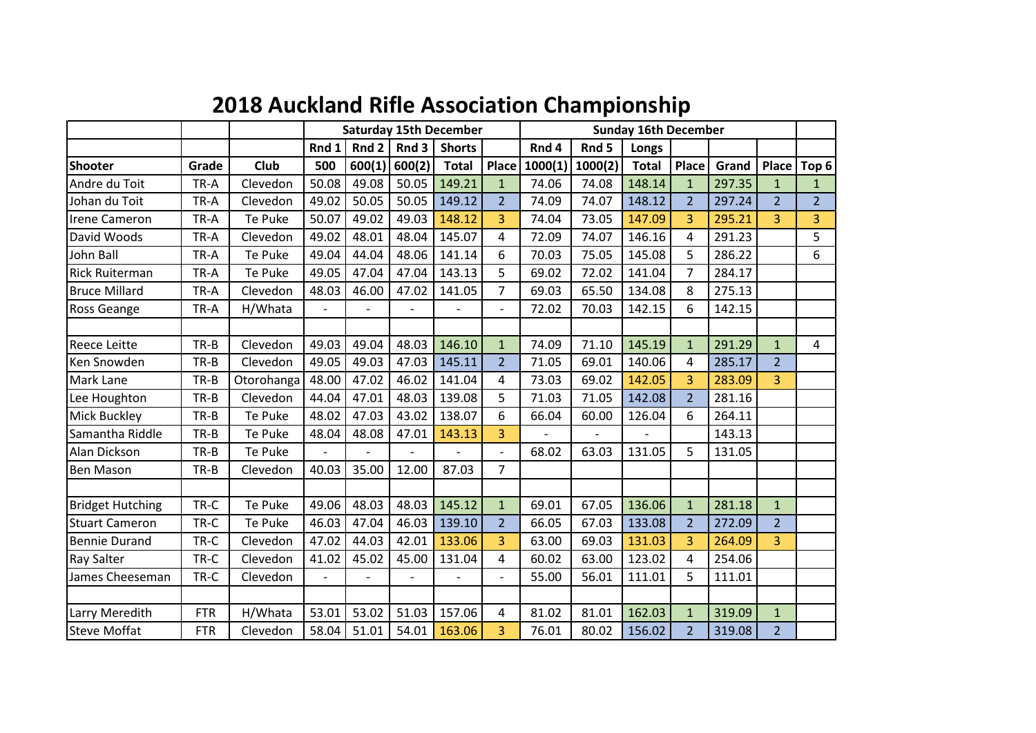# 2018 Auckland Rifle Association Championship

| | | | Saturday 15th December | | | | | Sunday 16th December | | | | | | |
|---|---|---|---|---|---|---|---|---|---|---|---|---|---|---|
| | | | Rnd 1 | Rnd 2 | Rnd 3 | Shorts | | Rnd 4 | Rnd 5 | Longs | | | | |
| **Shooter** | **Grade** | **Club** | **500** | **600(1)** | **600(2)** | **Total** | **Place** | **1000(1)** | **1000(2)** | **Total** | **Place** | **Grand** | **Place** | **Top 6** |
| Andre du Toit | TR-A | Clevedon | 50.08 | 49.08 | 50.05 | 149.21 | 1 | 74.06 | 74.08 | 148.14 | 1 | 297.35 | 1 | 1 |
| Johan du Toit | TR-A | Clevedon | 49.02 | 50.05 | 50.05 | 149.12 | 2 | 74.09 | 74.07 | 148.12 | 2 | 297.24 | 2 | 2 |
| Irene Cameron | TR-A | Te Puke | 50.07 | 49.02 | 49.03 | 148.12 | 3 | 74.04 | 73.05 | 147.09 | 3 | 295.21 | 3 | 3 |
| David Woods | TR-A | Clevedon | 49.02 | 48.01 | 48.04 | 145.07 | 4 | 72.09 | 74.07 | 146.16 | 4 | 291.23 | | 5 |
| John Ball | TR-A | Te Puke | 49.04 | 44.04 | 48.06 | 141.14 | 6 | 70.03 | 75.05 | 145.08 | 5 | 286.22 | | 6 |
| Rick Ruiterman | TR-A | Te Puke | 49.05 | 47.04 | 47.04 | 143.13 | 5 | 69.02 | 72.02 | 141.04 | 7 | 284.17 | | |
| Bruce Millard | TR-A | Clevedon | 48.03 | 46.00 | 47.02 | 141.05 | 7 | 69.03 | 65.50 | 134.08 | 8 | 275.13 | | |
| Ross Geange | TR-A | H/Whata | - | - | - | - | - | 72.02 | 70.03 | 142.15 | 6 | 142.15 | | |
| | | | | | | | | | | | | | | |
| Reece Leitte | TR-B | Clevedon | 49.03 | 49.04 | 48.03 | 146.10 | 1 | 74.09 | 71.10 | 145.19 | 1 | 291.29 | 1 | 4 |
| Ken Snowden | TR-B | Clevedon | 49.05 | 49.03 | 47.03 | 145.11 | 2 | 71.05 | 69.01 | 140.06 | 4 | 285.17 | 2 | |
| Mark Lane | TR-B | Otorohanga | 48.00 | 47.02 | 46.02 | 141.04 | 4 | 73.03 | 69.02 | 142.05 | 3 | 283.09 | 3 | |
| Lee Houghton | TR-B | Clevedon | 44.04 | 47.01 | 48.03 | 139.08 | 5 | 71.03 | 71.05 | 142.08 | 2 | 281.16 | | |
| Mick Buckley | TR-B | Te Puke | 48.02 | 47.03 | 43.02 | 138.07 | 6 | 66.04 | 60.00 | 126.04 | 6 | 264.11 | | |
| Samantha Riddle | TR-B | Te Puke | 48.04 | 48.08 | 47.01 | 143.13 | 3 | - | - | - | | 143.13 | | |
| Alan Dickson | TR-B | Te Puke | - | - | - | - | - | 68.02 | 63.03 | 131.05 | 5 | 131.05 | | |
| Ben Mason | TR-B | Clevedon | 40.03 | 35.00 | 12.00 | 87.03 | 7 | | | | | | | |
| | | | | | | | | | | | | | | |
| Bridget Hutching | TR-C | Te Puke | 49.06 | 48.03 | 48.03 | 145.12 | 1 | 69.01 | 67.05 | 136.06 | 1 | 281.18 | 1 | |
| Stuart Cameron | TR-C | Te Puke | 46.03 | 47.04 | 46.03 | 139.10 | 2 | 66.05 | 67.03 | 133.08 | 2 | 272.09 | 2 | |
| Bennie Durand | TR-C | Clevedon | 47.02 | 44.03 | 42.01 | 133.06 | 3 | 63.00 | 69.03 | 131.03 | 3 | 264.09 | 3 | |
| Ray Salter | TR-C | Clevedon | 41.02 | 45.02 | 45.00 | 131.04 | 4 | 60.02 | 63.00 | 123.02 | 4 | 254.06 | | |
| James Cheeseman | TR-C | Clevedon | - | - | - | - | - | 55.00 | 56.01 | 111.01 | 5 | 111.01 | | |
| | | | | | | | | | | | | | | |
| Larry Meredith | FTR | H/Whata | 53.01 | 53.02 | 51.03 | 157.06 | 4 | 81.02 | 81.01 | 162.03 | 1 | 319.09 | 1 | |
| Steve Moffat | FTR | Clevedon | 58.04 | 51.01 | 54.01 | 163.06 | 3 | 76.01 | 80.02 | 156.02 | 2 | 319.08 | 2 | |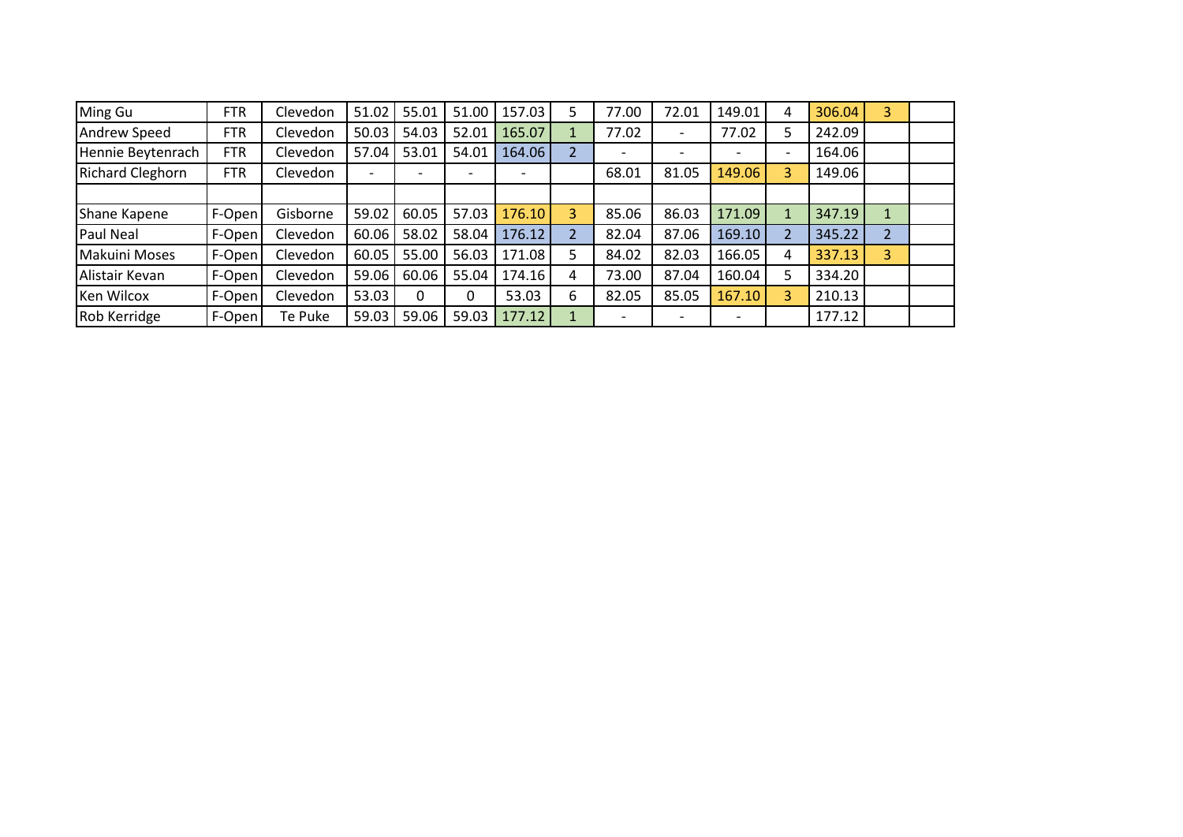| | | | | | | | | | | | | | | | |
|---|---|---|---|---|---|---|---|---|---|---|---|---|---|---|---|
| Ming Gu | FTR | Clevedon | 51.02 | 55.01 | 51.00 | 157.03 | 5 | 77.00 | 72.01 | 149.01 | 4 | 306.04 | 3 | |
| Andrew Speed | FTR | Clevedon | 50.03 | 54.03 | 52.01 | 165.07 | 1 | 77.02 | - | 77.02 | 5 | 242.09 | | |
| Hennie Beytenrach | FTR | Clevedon | 57.04 | 53.01 | 54.01 | 164.06 | 2 | - | - | - | - | 164.06 | | |
| Richard Cleghorn | FTR | Clevedon | - | - | - | - | | 68.01 | 81.05 | 149.06 | 3 | 149.06 | | |
| | | | | | | | | | | | | | | |
| Shane Kapene | F-Open | Gisborne | 59.02 | 60.05 | 57.03 | 176.10 | 3 | 85.06 | 86.03 | 171.09 | 1 | 347.19 | 1 | |
| Paul Neal | F-Open | Clevedon | 60.06 | 58.02 | 58.04 | 176.12 | 2 | 82.04 | 87.06 | 169.10 | 2 | 345.22 | 2 | |
| Makuini Moses | F-Open | Clevedon | 60.05 | 55.00 | 56.03 | 171.08 | 5 | 84.02 | 82.03 | 166.05 | 4 | 337.13 | 3 | |
| Alistair Kevan | F-Open | Clevedon | 59.06 | 60.06 | 55.04 | 174.16 | 4 | 73.00 | 87.04 | 160.04 | 5 | 334.20 | | |
| Ken Wilcox | F-Open | Clevedon | 53.03 | 0 | 0 | 53.03 | 6 | 82.05 | 85.05 | 167.10 | 3 | 210.13 | | |
| Rob Kerridge | F-Open | Te Puke | 59.03 | 59.06 | 59.03 | 177.12 | 1 | - | - | - | | 177.12 | | |